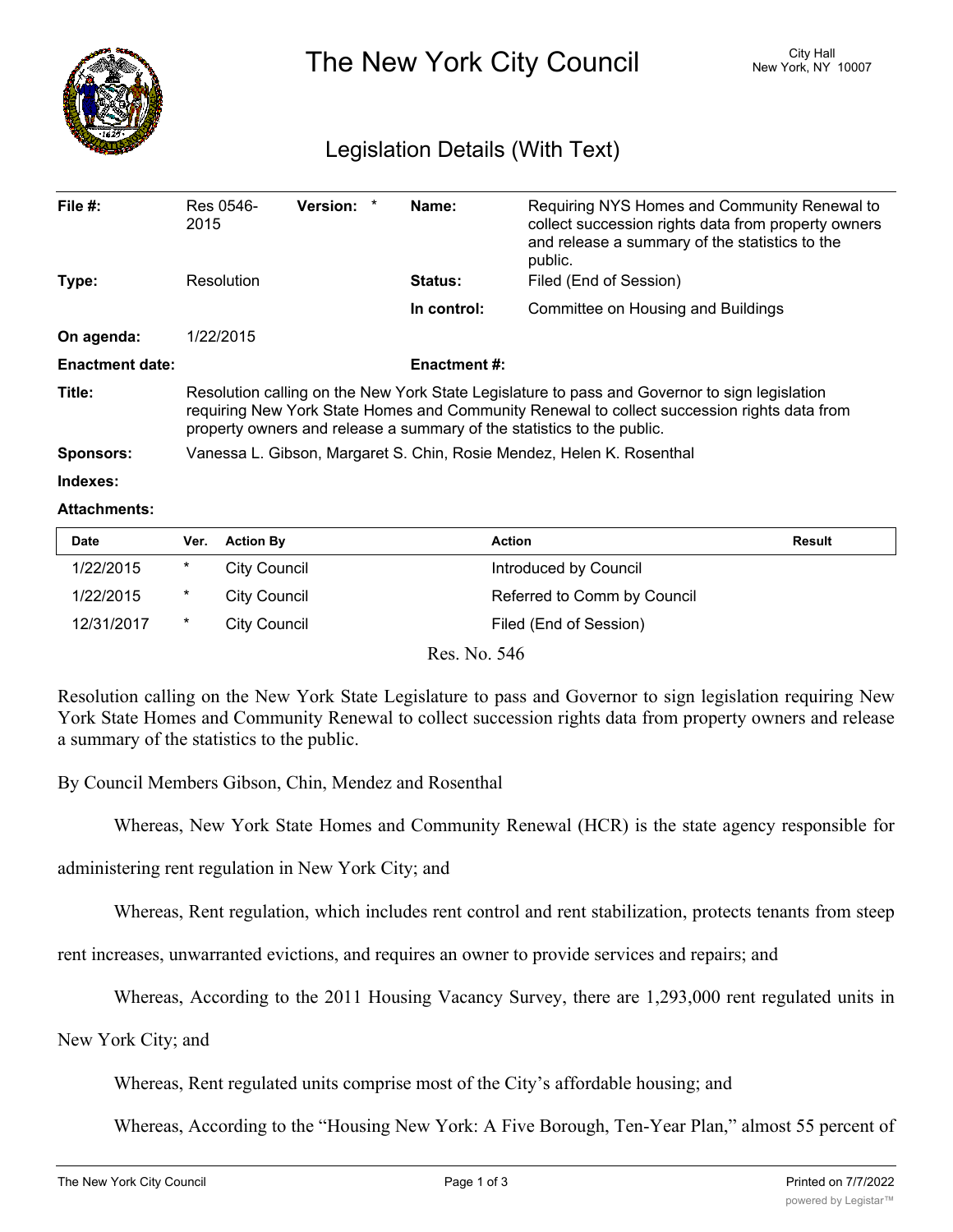# The New York City Council

City Hall
New York, NY 10007

## Legislation Details (With Text)

| | | | |
|---|---|---|---|
| **File #:** | Res 0546-2015 **Version:** * | **Name:** | Requiring NYS Homes and Community Renewal to collect succession rights data from property owners and release a summary of the statistics to the public. |
| **Type:** | Resolution | **Status:** | Filed (End of Session) |
| | | **In control:** | Committee on Housing and Buildings |
| **On agenda:** | 1/22/2015 | | |
| **Enactment date:** | | **Enactment #:** | |

**Title:** Resolution calling on the New York State Legislature to pass and Governor to sign legislation requiring New York State Homes and Community Renewal to collect succession rights data from property owners and release a summary of the statistics to the public.

**Sponsors:** Vanessa L. Gibson, Margaret S. Chin, Rosie Mendez, Helen K. Rosenthal

**Indexes:**

**Attachments:**

| Date | Ver. | Action By | Action | Result |
|---|---|---|---|---|
| 1/22/2015 | * | City Council | Introduced by Council | |
| 1/22/2015 | * | City Council | Referred to Comm by Council | |
| 12/31/2017 | * | City Council | Filed (End of Session) | |

Res. No. 546

Resolution calling on the New York State Legislature to pass and Governor to sign legislation requiring New York State Homes and Community Renewal to collect succession rights data from property owners and release a summary of the statistics to the public.

By Council Members Gibson, Chin, Mendez and Rosenthal

Whereas, New York State Homes and Community Renewal (HCR) is the state agency responsible for administering rent regulation in New York City; and

Whereas, Rent regulation, which includes rent control and rent stabilization, protects tenants from steep rent increases, unwarranted evictions, and requires an owner to provide services and repairs; and

Whereas, According to the 2011 Housing Vacancy Survey, there are 1,293,000 rent regulated units in New York City; and

Whereas, Rent regulated units comprise most of the City's affordable housing; and

Whereas, According to the "Housing New York: A Five Borough, Ten-Year Plan," almost 55 percent of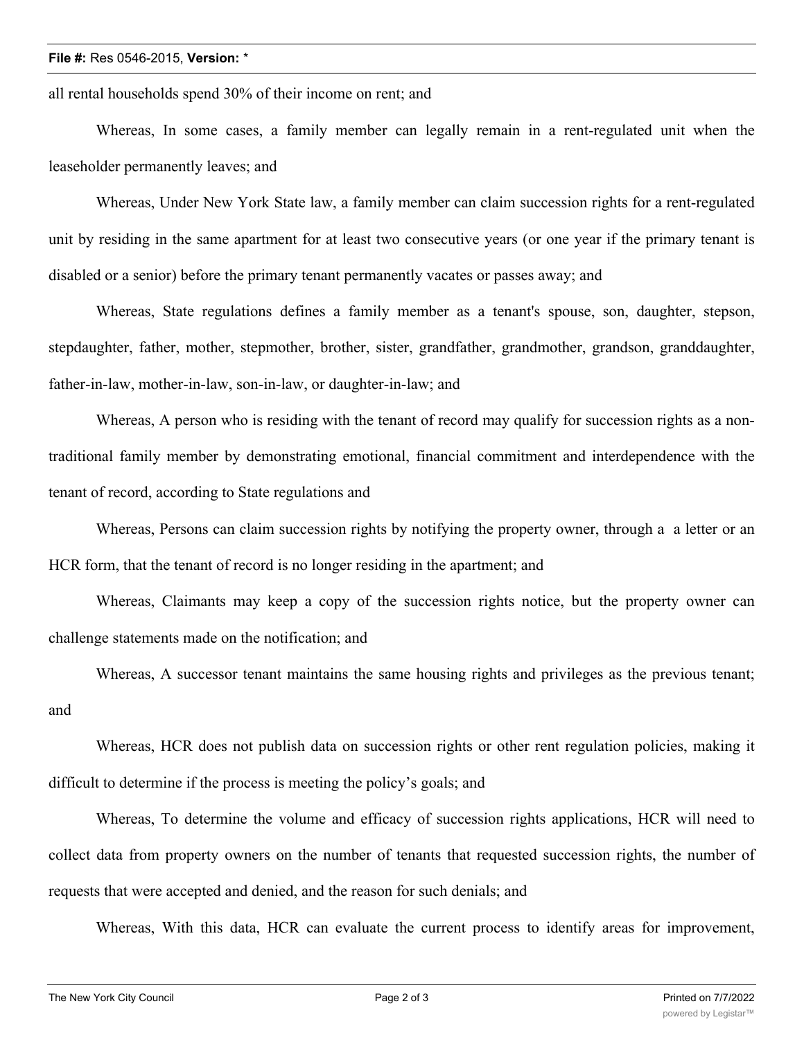all rental households spend 30% of their income on rent; and

Whereas, In some cases, a family member can legally remain in a rent-regulated unit when the leaseholder permanently leaves; and

Whereas, Under New York State law, a family member can claim succession rights for a rent-regulated unit by residing in the same apartment for at least two consecutive years (or one year if the primary tenant is disabled or a senior) before the primary tenant permanently vacates or passes away; and

Whereas, State regulations defines a family member as a tenant's spouse, son, daughter, stepson, stepdaughter, father, mother, stepmother, brother, sister, grandfather, grandmother, grandson, granddaughter, father-in-law, mother-in-law, son-in-law, or daughter-in-law; and

Whereas, A person who is residing with the tenant of record may qualify for succession rights as a non-traditional family member by demonstrating emotional, financial commitment and interdependence with the tenant of record, according to State regulations and

Whereas, Persons can claim succession rights by notifying the property owner, through a  a letter or an HCR form, that the tenant of record is no longer residing in the apartment; and

Whereas, Claimants may keep a copy of the succession rights notice, but the property owner can challenge statements made on the notification; and

Whereas, A successor tenant maintains the same housing rights and privileges as the previous tenant; and

Whereas, HCR does not publish data on succession rights or other rent regulation policies, making it difficult to determine if the process is meeting the policy's goals; and

Whereas, To determine the volume and efficacy of succession rights applications, HCR will need to collect data from property owners on the number of tenants that requested succession rights, the number of requests that were accepted and denied, and the reason for such denials; and

Whereas, With this data, HCR can evaluate the current process to identify areas for improvement,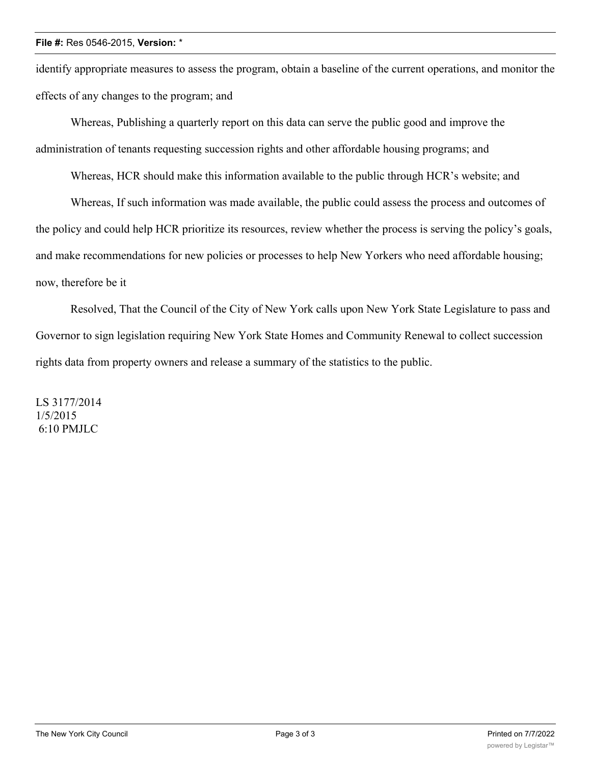identify appropriate measures to assess the program, obtain a baseline of the current operations, and monitor the effects of any changes to the program; and

Whereas, Publishing a quarterly report on this data can serve the public good and improve the administration of tenants requesting succession rights and other affordable housing programs; and

Whereas, HCR should make this information available to the public through HCR's website; and

Whereas, If such information was made available, the public could assess the process and outcomes of the policy and could help HCR prioritize its resources, review whether the process is serving the policy's goals, and make recommendations for new policies or processes to help New Yorkers who need affordable housing; now, therefore be it

Resolved, That the Council of the City of New York calls upon New York State Legislature to pass and Governor to sign legislation requiring New York State Homes and Community Renewal to collect succession rights data from property owners and release a summary of the statistics to the public.

LS 3177/2014
1/5/2015
6:10 PMJLC